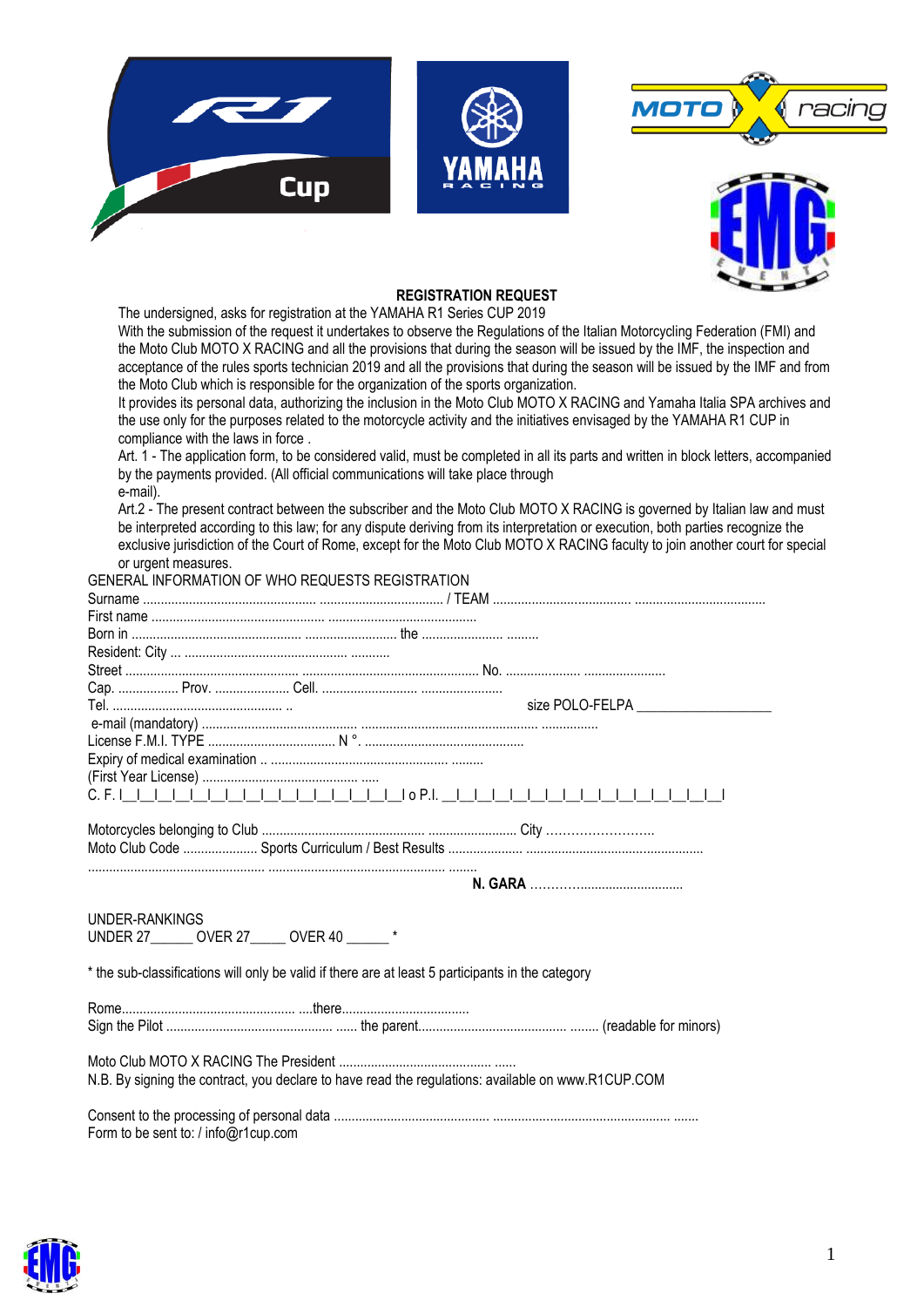## REGISTRATION REQUEST

The undersigned, asks for registration at the YAMAHA R1 Series CUP 2019

With the submission of the request it undertakes to observe the Regulations of the Italian Motorcycling Federation (FMI) and the Moto Club MOTO X RACING and all the provisions that during the season will be issued by the IMF, the inspection and acceptance of the rules sports technician 2019 and all the provisions that during the season will be issued by the IMF and from the Moto Club which is responsible for the organization of the sports organization.

It provides its personal data, authorizing the inclusion in the Moto Club MOTO X RACING and Yamaha Italia SPA archives and the use only for the purposes related to the motorcycle activity and the initiatives envisaged by the YAMAHA R1 CUP in compliance with the laws in force .

Art. 1 - The application form, to be considered valid, must be completed in all its parts and written in block letters, accompanied by the payments provided. (All official communications will take place through e-mail).

Art.2 - The present contract between the subscriber and the Moto Club MOTO X RACING is governed by Italian law and must be interpreted according to this law; for any dispute deriving from its interpretation or execution, both parties recognize the exclusive jurisdiction of the Court of Rome, except for the Moto Club MOTO X RACING faculty to join another court for special or urgent measures.

GENERAL INFORMATION OF WHO REQUESTS REGISTRATION

Surname .................................................. .................................. / TEAM ........................................ ....................................

First name .................................................. ..........................................

Born in .................................................. .......................... the ...................... .........

Resident: City ... ............................................. ...........

Street .................................................. ................................................. No. ..................... .......................

Cap. ................. Prov. ..................... Cell. ............................ .......................

Tel. ................................................ ..   size POLO-FELPA __________________

e-mail (mandatory) ............................................ ................................................ ................

License F.M.I. TYPE .................................... N °. .............................................

Expiry of medical examination .. .................................................. .........

(First Year License) ............................................ .....

C. F. I__I__I__I__I__I__I__I__I__I__I__I__I__I__I__I__I o P.I. __I__I__I__I__I__I__I__I__I__I__I__I__I__I__I__I__I

Motorcycles belonging to Club ................................................ ......................... City ………………………..

Moto Club Code ...................... Sports Curriculum / Best Results ..................... ..................................................

.................................................. ................................................. ........

**N. GARA** ………..............................

UNDER-RANKINGS

UNDER 27______ OVER 27_____ OVER 40 ______ *

* the sub-classifications will only be valid if there are at least 5 participants in the category

Rome................................................. ....there....................................

Sign the Pilot ................................................ ...... the parent.......................................... ........ (readable for minors)

Moto Club MOTO X RACING The President ............................................ ......

N.B. By signing the contract, you declare to have read the regulations: available on www.R1CUP.COM

Consent to the processing of personal data ............................................ .................................................. .......

Form to be sent to: / info@r1cup.com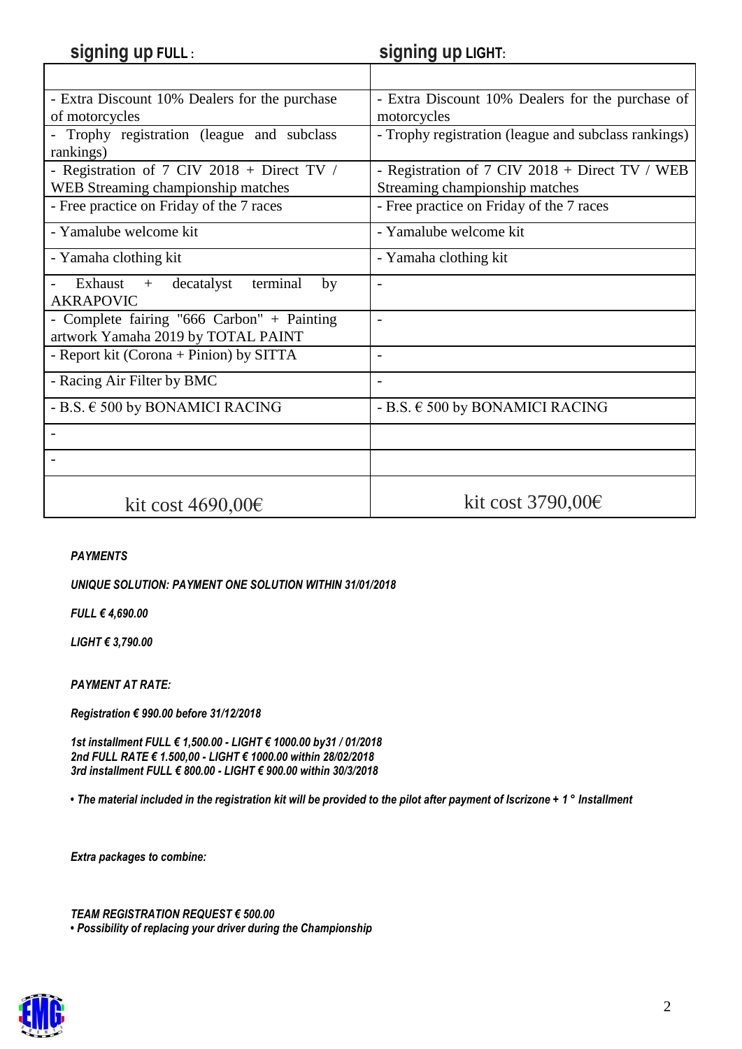| **signing up FULL**: | **signing up LIGHT**: |
|---|---|
| | |
| - Extra Discount 10% Dealers for the purchase of motorcycles | - Extra Discount 10% Dealers for the purchase of motorcycles |
| - Trophy registration (league and subclass rankings) | - Trophy registration (league and subclass rankings) |
| - Registration of 7 CIV 2018 + Direct TV / WEB Streaming championship matches | - Registration of 7 CIV 2018 + Direct TV / WEB Streaming championship matches |
| - Free practice on Friday of the 7 races | - Free practice on Friday of the 7 races |
| - Yamalube welcome kit | - Yamalube welcome kit |
| - Yamaha clothing kit | - Yamaha clothing kit |
| - Exhaust + decatalyst terminal by AKRAPOVIC | - |
| - Complete fairing "666 Carbon" + Painting artwork Yamaha 2019 by TOTAL PAINT | - |
| - Report kit (Corona + Pinion) by SITTA | - |
| - Racing Air Filter by BMC | - |
| - B.S. € 500 by BONAMICI RACING | - B.S. € 500 by BONAMICI RACING |
| - | |
| - | |
| kit cost 4690,00€ | kit cost 3790,00€ |

***PAYMENTS***

***UNIQUE SOLUTION: PAYMENT ONE SOLUTION WITHIN 31/01/2018***

***FULL € 4,690.00***

***LIGHT € 3,790.00***

***PAYMENT AT RATE:***

***Registration € 990.00 before 31/12/2018***

***1st installment FULL € 1,500.00 - LIGHT € 1000.00 by31 / 01/2018***
***2nd FULL RATE € 1.500,00 - LIGHT € 1000.00 within 28/02/2018***
***3rd installment FULL € 800.00 - LIGHT € 900.00 within 30/3/2018***

***• The material included in the registration kit will be provided to the pilot after payment of Iscrizone + 1 ° Installment***

***Extra packages to combine:***

***TEAM REGISTRATION REQUEST € 500.00***
***• Possibility of replacing your driver during the Championship***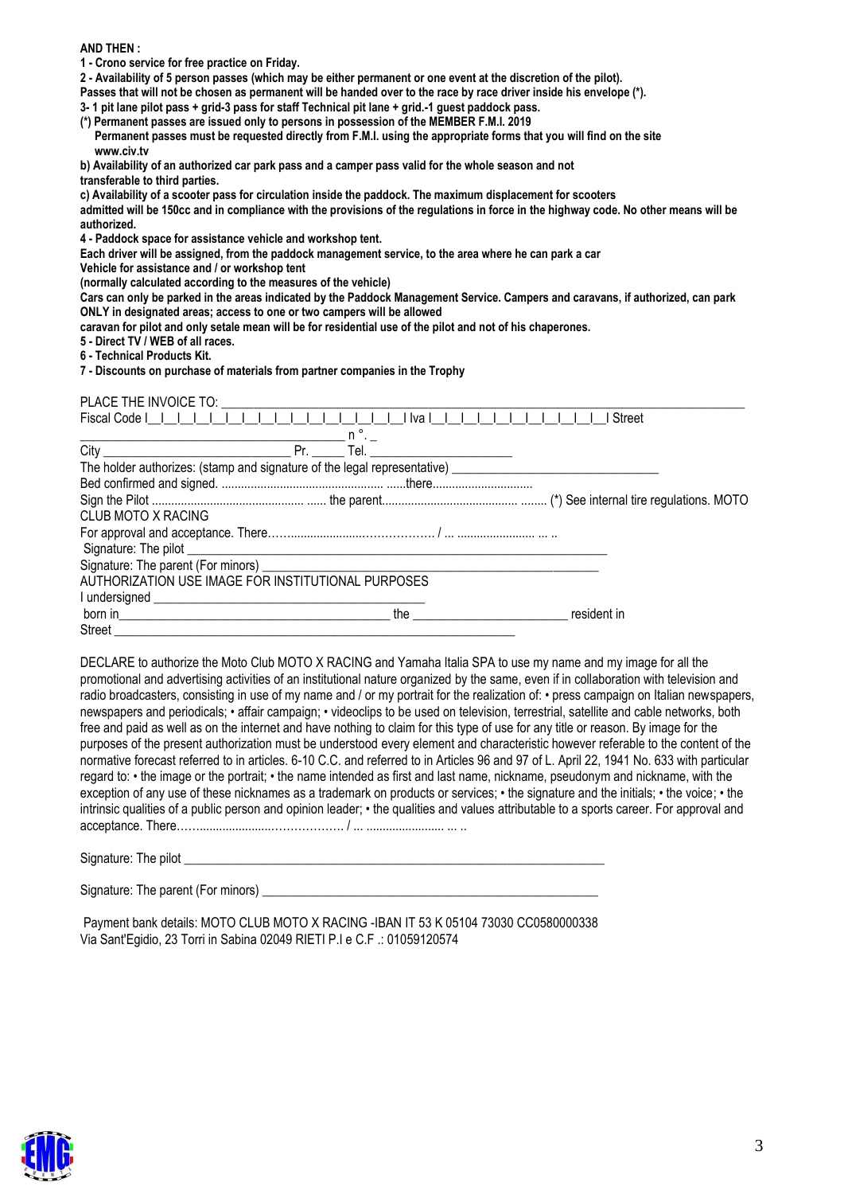**AND THEN :**

**1 - Crono service for free practice on Friday.**

**2 - Availability of 5 person passes (which may be either permanent or one event at the discretion of the pilot).**
**Passes that will not be chosen as permanent will be handed over to the race by race driver inside his envelope (*).**

**3- 1 pit lane pilot pass + grid-3 pass for staff Technical pit lane + grid.-1 guest paddock pass.**

**(*) Permanent passes are issued only to persons in possession of the MEMBER F.M.I. 2019**
**Permanent passes must be requested directly from F.M.I. using the appropriate forms that you will find on the site www.civ.tv**

**b) Availability of an authorized car park pass and a camper pass valid for the whole season and not transferable to third parties.**

**c) Availability of a scooter pass for circulation inside the paddock. The maximum displacement for scooters admitted will be 150cc and in compliance with the provisions of the regulations in force in the highway code. No other means will be authorized.**

**4 - Paddock space for assistance vehicle and workshop tent.**
**Each driver will be assigned, from the paddock management service, to the area where he can park a car**
**Vehicle for assistance and / or workshop tent**
**(normally calculated according to the measures of the vehicle)**
**Cars can only be parked in the areas indicated by the Paddock Management Service. Campers and caravans, if authorized, can park ONLY in designated areas; access to one or two campers will be allowed**
**caravan for pilot and only setale mean will be for residential use of the pilot and not of his chaperones.**

**5 - Direct TV / WEB of all races.**

**6 - Technical Products Kit.**

**7 - Discounts on purchase of materials from partner companies in the Trophy**

PLACE THE INVOICE TO: ______________________________________________

Fiscal Code I__I__I__I__I__I__I__I__I__I__I__I__I__I__I__I__I Iva I__I__I__I__I__I__I__I__I__I__I__I Street

________________________________________ n °. _

City ____________________________ Pr. _____ Tel. ______________________

The holder authorizes: (stamp and signature of the legal representative) ________________________________

Bed confirmed and signed. .................................................. ......there...............................

Sign the Pilot ............................................... ...... the parent.......................................... ........ (*) See internal tire regulations. MOTO CLUB MOTO X RACING

For approval and acceptance. There……....................…………….. / ... ........................ ... ..

Signature: The pilot ____________________________________________________________

Signature: The parent (For minors) ____________________________________________________

AUTHORIZATION USE IMAGE FOR INSTITUTIONAL PURPOSES

I undersigned ____________________________________________

born in_________________________________________ the ________________________ resident in

Street ________________________________________________________________

DECLARE to authorize the Moto Club MOTO X RACING and Yamaha Italia SPA to use my name and my image for all the promotional and advertising activities of an institutional nature organized by the same, even if in collaboration with television and radio broadcasters, consisting in use of my name and / or my portrait for the realization of: • press campaign on Italian newspapers, newspapers and periodicals; • affair campaign; • videoclips to be used on television, terrestrial, satellite and cable networks, both free and paid as well as on the internet and have nothing to claim for this type of use for any title or reason. By image for the purposes of the present authorization must be understood every element and characteristic however referable to the content of the normative forecast referred to in articles. 6-10 C.C. and referred to in Articles 96 and 97 of L. April 22, 1941 No. 633 with particular regard to: • the image or the portrait; • the name intended as first and last name, nickname, pseudonym and nickname, with the exception of any use of these nicknames as a trademark on products or services; • the signature and the initials; • the voice; • the intrinsic qualities of a public person and opinion leader; • the qualities and values attributable to a sports career. For approval and acceptance. There……....................…………….. / ... ........................ ... ..

Signature: The pilot ____________________________________________________________

Signature: The parent (For minors) ____________________________________________________

Payment bank details: MOTO CLUB MOTO X RACING -IBAN IT 53 K 05104 73030 CC0580000338
Via Sant'Egidio, 23 Torri in Sabina 02049 RIETI P.I e C.F .: 01059120574